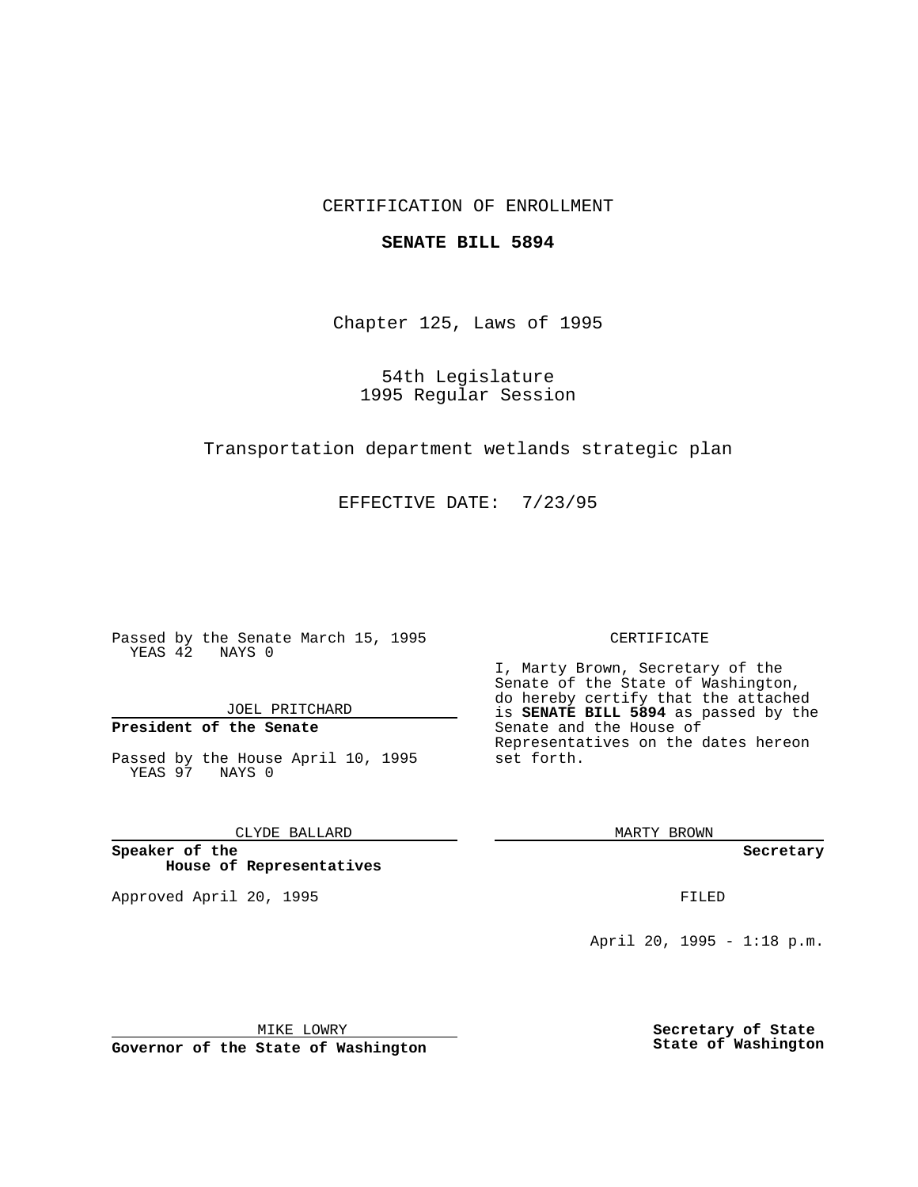CERTIFICATION OF ENROLLMENT

**SENATE BILL 5894**

Chapter 125, Laws of 1995

54th Legislature
1995 Regular Session

Transportation department wetlands strategic plan

EFFECTIVE DATE: 7/23/95

Passed by the Senate March 15, 1995
YEAS 42 NAYS 0

JOEL PRITCHARD

**President of the Senate**

Passed by the House April 10, 1995
YEAS 97 NAYS 0

CLYDE BALLARD

**Speaker of the House of Representatives**

Approved April 20, 1995

MIKE LOWRY

**Governor of the State of Washington**

CERTIFICATE

I, Marty Brown, Secretary of the Senate of the State of Washington, do hereby certify that the attached is **SENATE BILL 5894** as passed by the Senate and the House of Representatives on the dates hereon set forth.

MARTY BROWN

**Secretary**

FILED

April 20, 1995 - 1:18 p.m.

**Secretary of State**
**State of Washington**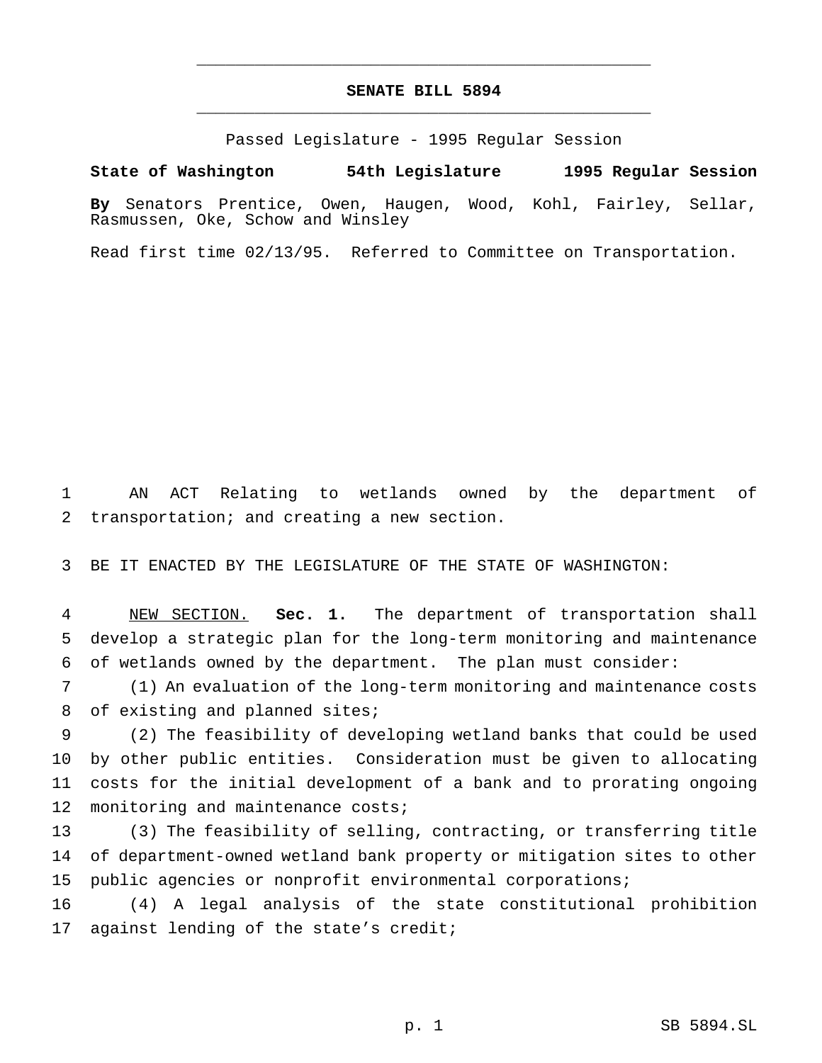# SENATE BILL 5894

Passed Legislature - 1995 Regular Session

**State of Washington 54th Legislature 1995 Regular Session**

**By** Senators Prentice, Owen, Haugen, Wood, Kohl, Fairley, Sellar, Rasmussen, Oke, Schow and Winsley

Read first time 02/13/95. Referred to Committee on Transportation.

AN ACT Relating to wetlands owned by the department of transportation; and creating a new section.

BE IT ENACTED BY THE LEGISLATURE OF THE STATE OF WASHINGTON:

NEW SECTION. **Sec. 1.** The department of transportation shall develop a strategic plan for the long-term monitoring and maintenance of wetlands owned by the department. The plan must consider:

(1) An evaluation of the long-term monitoring and maintenance costs of existing and planned sites;

(2) The feasibility of developing wetland banks that could be used by other public entities. Consideration must be given to allocating costs for the initial development of a bank and to prorating ongoing monitoring and maintenance costs;

(3) The feasibility of selling, contracting, or transferring title of department-owned wetland bank property or mitigation sites to other public agencies or nonprofit environmental corporations;

(4) A legal analysis of the state constitutional prohibition against lending of the state's credit;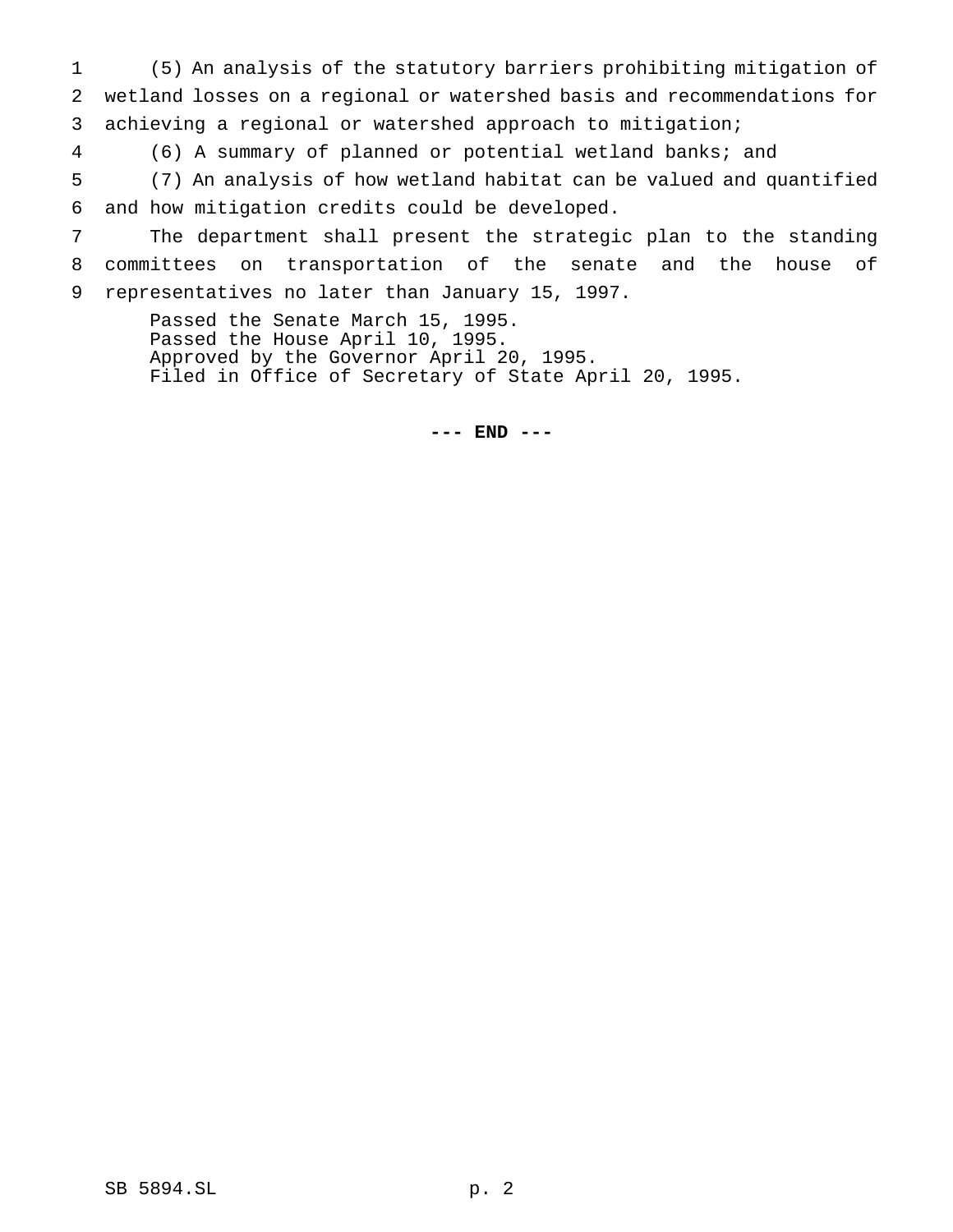(5) An analysis of the statutory barriers prohibiting mitigation of wetland losses on a regional or watershed basis and recommendations for achieving a regional or watershed approach to mitigation;

(6) A summary of planned or potential wetland banks; and

(7) An analysis of how wetland habitat can be valued and quantified and how mitigation credits could be developed.

The department shall present the strategic plan to the standing committees on transportation of the senate and the house of representatives no later than January 15, 1997.

Passed the Senate March 15, 1995.
Passed the House April 10, 1995.
Approved by the Governor April 20, 1995.
Filed in Office of Secretary of State April 20, 1995.

**--- END ---**